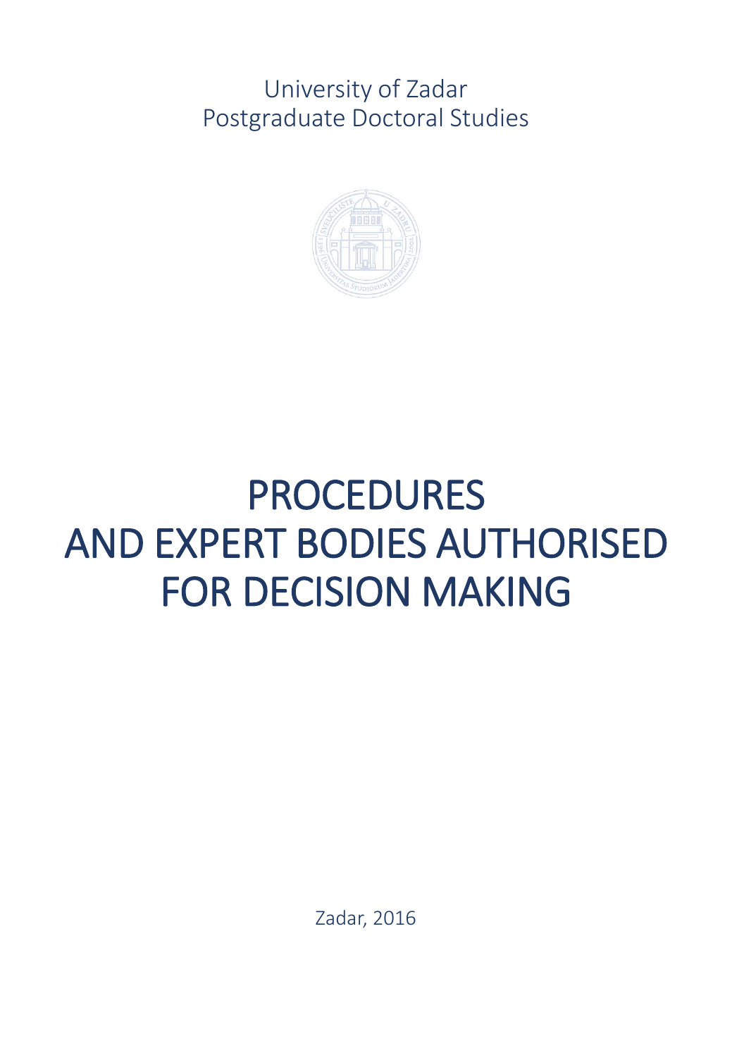University of Zadar
Postgraduate Doctoral Studies

# PROCEDURES AND EXPERT BODIES AUTHORISED FOR DECISION MAKING

Zadar, 2016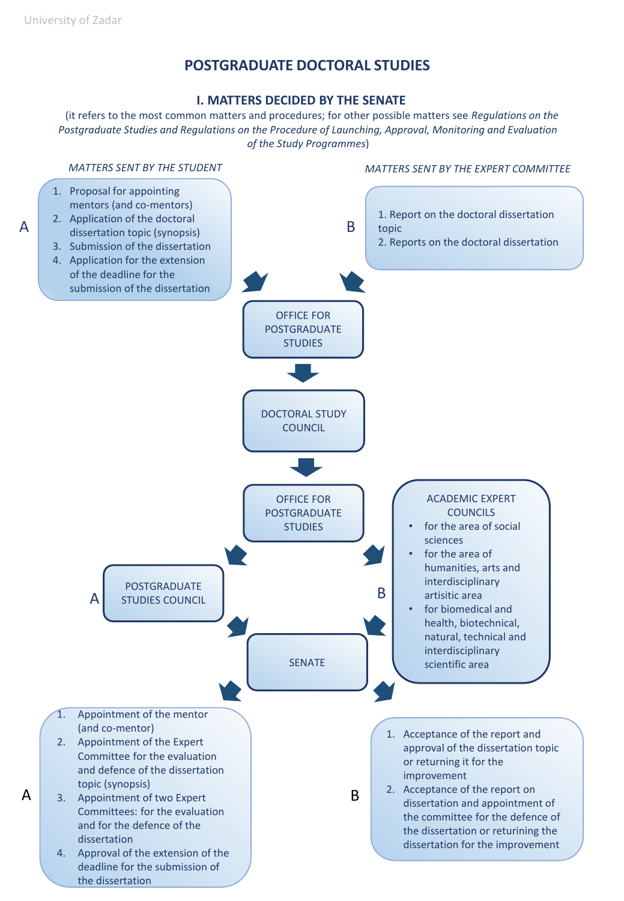# POSTGRADUATE DOCTORAL STUDIES

## I. MATTERS DECIDED BY THE SENATE

(it refers to the most common matters and procedures; for other possible matters see *Regulations on the Postgraduate Studies and Regulations on the Procedure of Launching, Approval, Monitoring and Evaluation of the Study Programmes*)

*MATTERS SENT BY THE STUDENT*

A

1. Proposal for appointing mentors (and co-mentors)
2. Application of the doctoral dissertation topic (synopsis)
3. Submission of the dissertation
4. Application for the extension of the deadline for the submission of the dissertation

*MATTERS SENT BY THE EXPERT COMMITTEE*

B

1. Report on the doctoral dissertation topic
2. Reports on the doctoral dissertation

OFFICE FOR POSTGRADUATE STUDIES

DOCTORAL STUDY COUNCIL

OFFICE FOR POSTGRADUATE STUDIES

A — POSTGRADUATE STUDIES COUNCIL

B — ACADEMIC EXPERT COUNCILS

- for the area of social sciences
- for the area of humanities, arts and interdisciplinary artisitic area
- for biomedical and health, biotechnical, natural, technical and interdisciplinary scientific area

SENATE

A

1. Appointment of the mentor (and co-mentor)
2. Appointment of the Expert Committee for the evaluation and defence of the dissertation topic (synopsis)
3. Appointment of two Expert Committees: for the evaluation and for the defence of the dissertation
4. Approval of the extension of the deadline for the submission of the dissertation

B

1. Acceptance of the report and approval of the dissertation topic or returning it for the improvement
2. Acceptance of the report on dissertation and appointment of the committee for the defence of the dissertation or returning the dissertation for the improvement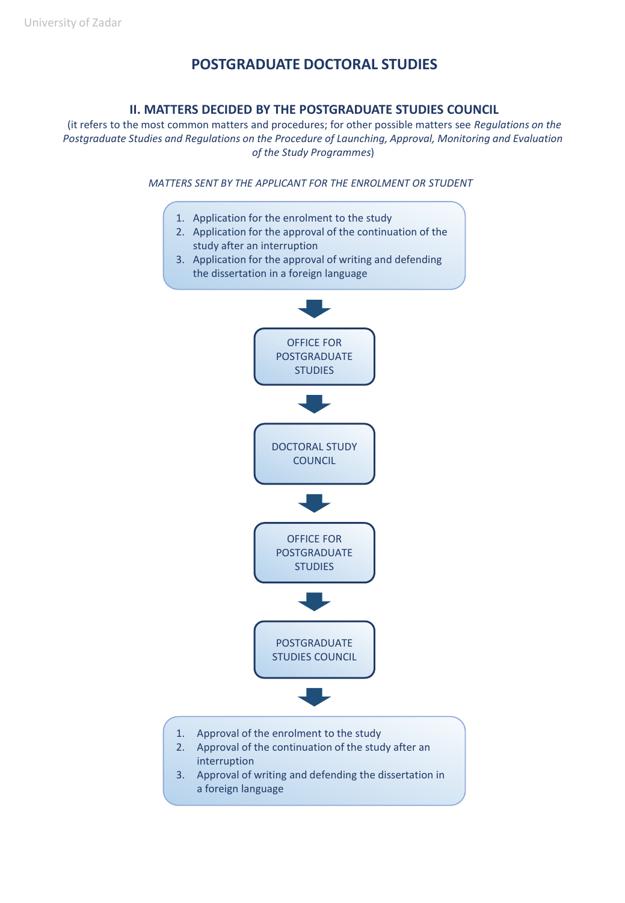# POSTGRADUATE DOCTORAL STUDIES

## II. MATTERS DECIDED BY THE POSTGRADUATE STUDIES COUNCIL

(it refers to the most common matters and procedures; for other possible matters see *Regulations on the Postgraduate Studies and Regulations on the Procedure of Launching, Approval, Monitoring and Evaluation of the Study Programmes*)

*MATTERS SENT BY THE APPLICANT FOR THE ENROLMENT OR STUDENT*

1. Application for the enrolment to the study
2. Application for the approval of the continuation of the study after an interruption
3. Application for the approval of writing and defending the dissertation in a foreign language

↓

OFFICE FOR POSTGRADUATE STUDIES

↓

DOCTORAL STUDY COUNCIL

↓

OFFICE FOR POSTGRADUATE STUDIES

↓

POSTGRADUATE STUDIES COUNCIL

↓

1. Approval of the enrolment to the study
2. Approval of the continuation of the study after an interruption
3. Approval of writing and defending the dissertation in a foreign language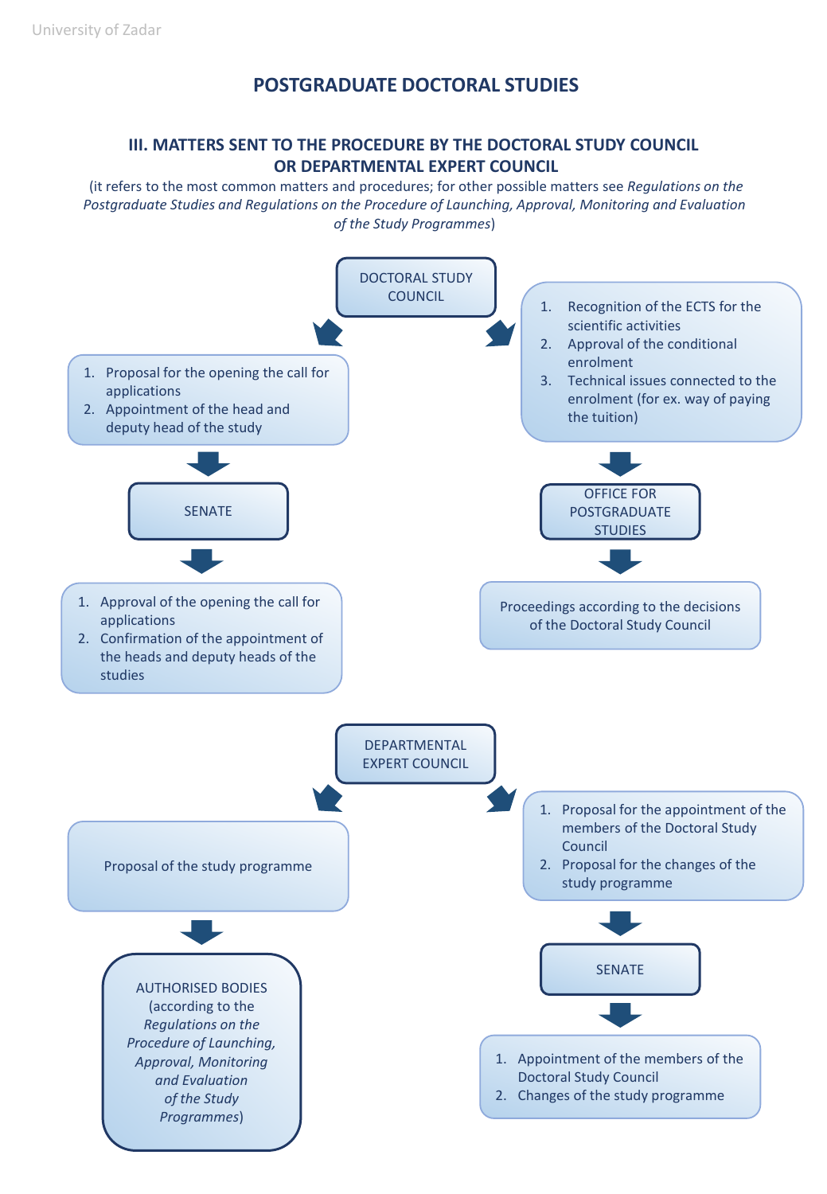# POSTGRADUATE DOCTORAL STUDIES

## III. MATTERS SENT TO THE PROCEDURE BY THE DOCTORAL STUDY COUNCIL OR DEPARTMENTAL EXPERT COUNCIL

(it refers to the most common matters and procedures; for other possible matters see *Regulations on the Postgraduate Studies and Regulations on the Procedure of Launching, Approval, Monitoring and Evaluation of the Study Programmes*)

DOCTORAL STUDY COUNCIL

1. Proposal for the opening the call for applications
2. Appointment of the head and deputy head of the study

SENATE

1. Approval of the opening the call for applications
2. Confirmation of the appointment of the heads and deputy heads of the studies

1. Recognition of the ECTS for the scientific activities
2. Approval of the conditional enrolment
3. Technical issues connected to the enrolment (for ex. way of paying the tuition)

OFFICE FOR POSTGRADUATE STUDIES

Proceedings according to the decisions of the Doctoral Study Council

DEPARTMENTAL EXPERT COUNCIL

Proposal of the study programme

AUTHORISED BODIES (according to the *Regulations on the Procedure of Launching, Approval, Monitoring and Evaluation of the Study Programmes*)

1. Proposal for the appointment of the members of the Doctoral Study Council
2. Proposal for the changes of the study programme

SENATE

1. Appointment of the members of the Doctoral Study Council
2. Changes of the study programme